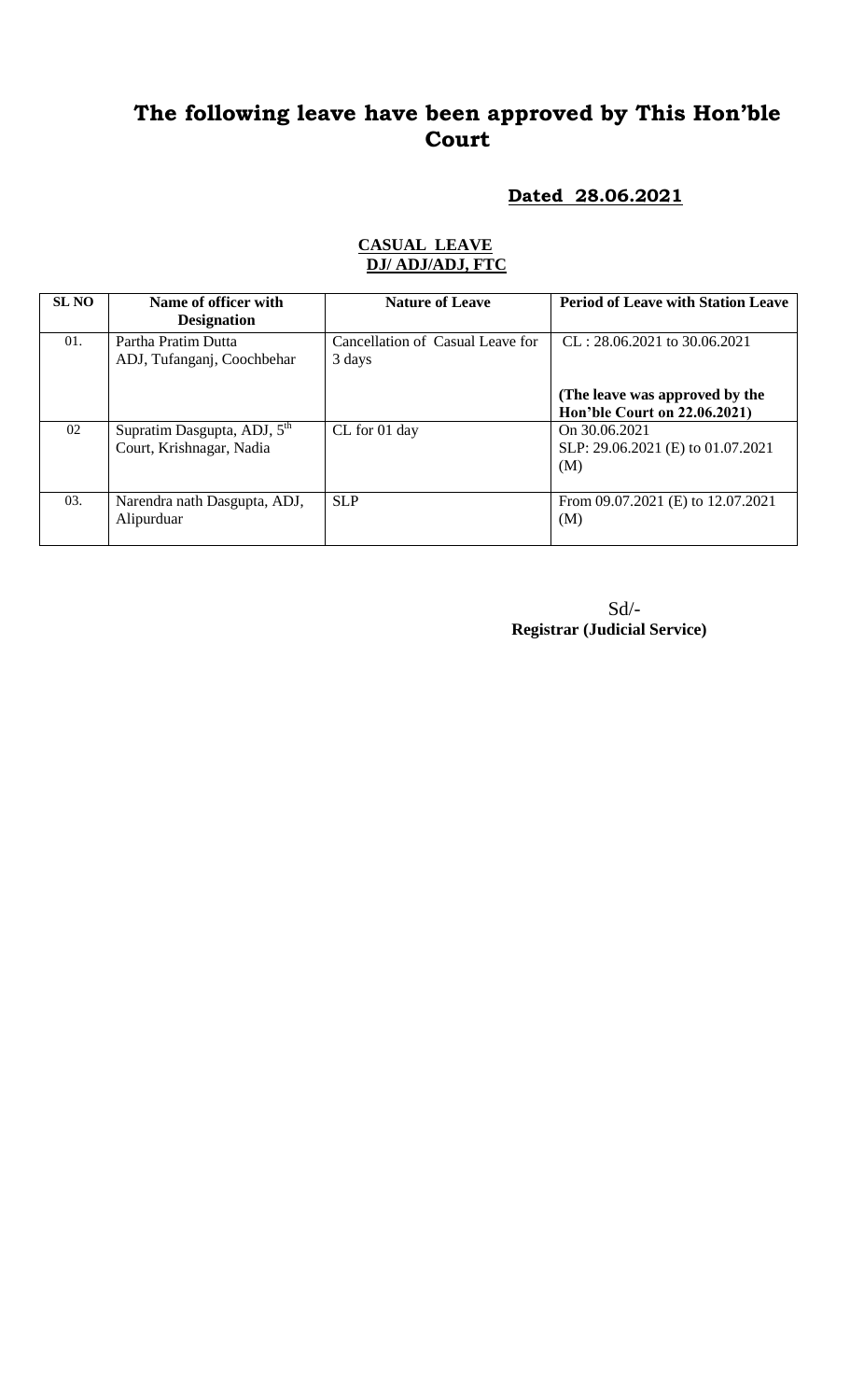# The following leave have been approved by This Hon'ble Court

## **Dated 28.06.2021**

### **CASUAL LEAVE**
### **DJ/ ADJ/ADJ, FTC**

| SL NO | Name of officer with Designation | Nature of Leave | Period of Leave with Station Leave |
|---|---|---|---|
| 01. | Partha Pratim Dutta<br>ADJ, Tufanganj, Coochbehar | Cancellation of Casual Leave for 3 days | CL : 28.06.2021 to 30.06.2021<br><br>**(The leave was approved by the Hon'ble Court on 22.06.2021)** |
| 02 | Supratim Dasgupta, ADJ, 5th Court, Krishnagar, Nadia | CL for 01 day | On 30.06.2021<br>SLP: 29.06.2021 (E) to 01.07.2021 (M) |
| 03. | Narendra nath Dasgupta, ADJ, Alipurduar | SLP | From 09.07.2021 (E) to 12.07.2021 (M) |

Sd/-
**Registrar (Judicial Service)**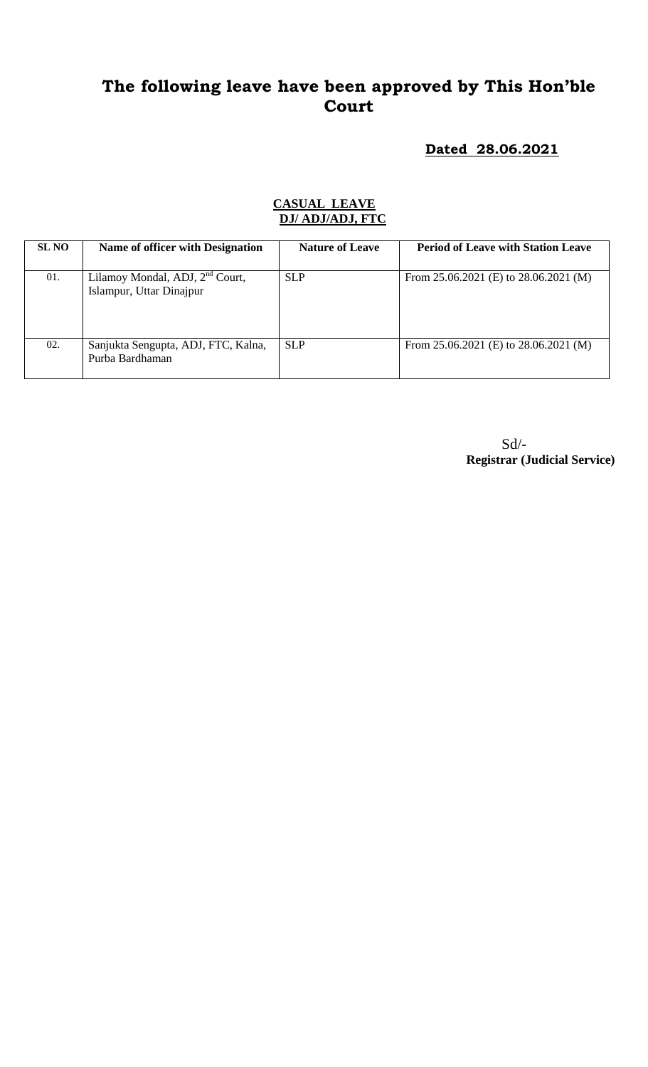# The following leave have been approved by This Hon'ble Court

**Dated 28.06.2021**

**CASUAL LEAVE**
**DJ/ ADJ/ADJ, FTC**

| SL NO | Name of officer with Designation | Nature of Leave | Period of Leave with Station Leave |
|---|---|---|---|
| 01. | Lilamoy Mondal, ADJ, 2nd Court, Islampur, Uttar Dinajpur | SLP | From 25.06.2021 (E) to 28.06.2021 (M) |
| 02. | Sanjukta Sengupta, ADJ, FTC, Kalna, Purba Bardhaman | SLP | From 25.06.2021 (E) to 28.06.2021 (M) |

Sd/-
**Registrar (Judicial Service)**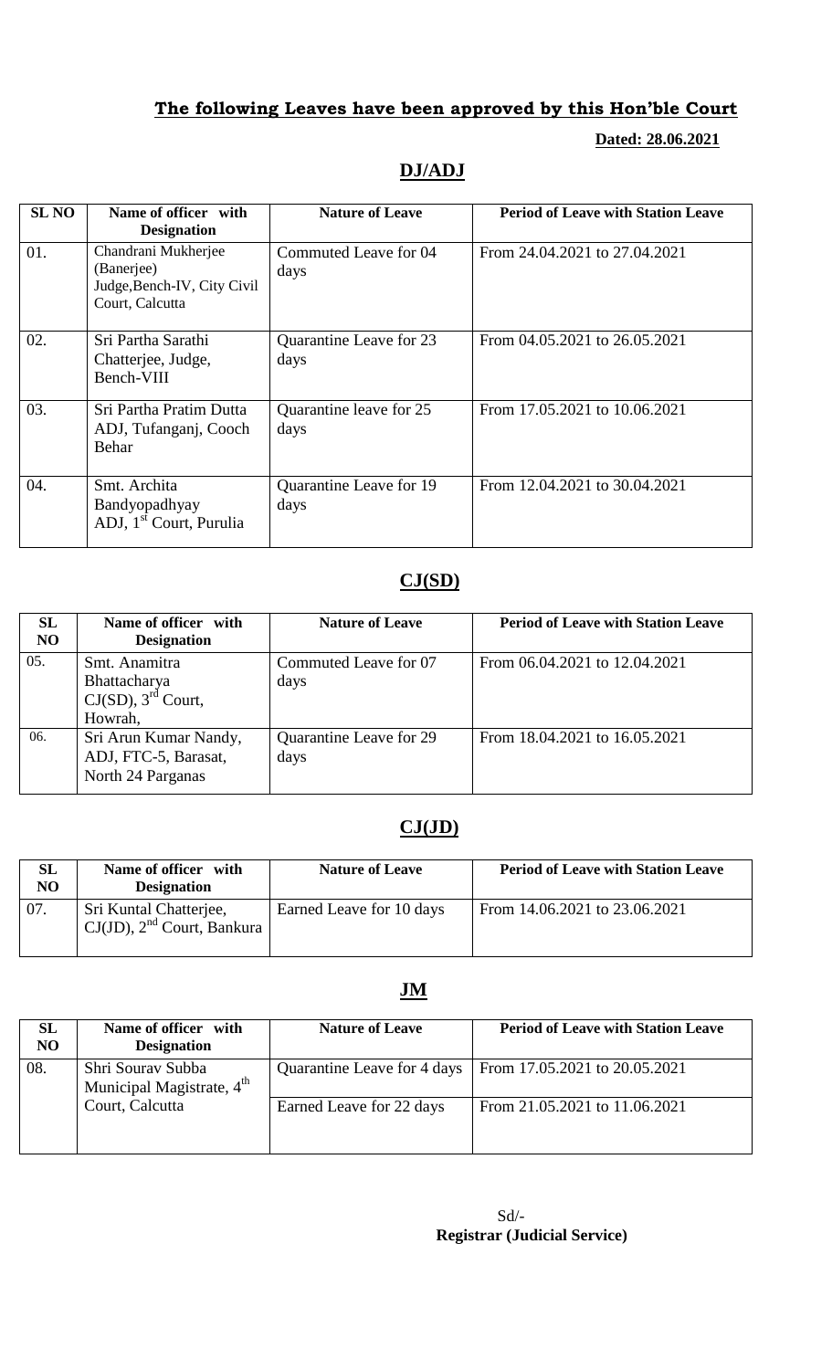## **The following Leaves have been approved by this Hon'ble Court**

**Dated: 28.06.2021**

## **DJ/ADJ**

| SL NO | Name of officer with Designation | Nature of Leave | Period of Leave with Station Leave |
|---|---|---|---|
| 01. | Chandrani Mukherjee (Banerjee) Judge,Bench-IV, City Civil Court, Calcutta | Commuted Leave for 04 days | From 24.04.2021 to 27.04.2021 |
| 02. | Sri Partha Sarathi Chatterjee, Judge, Bench-VIII | Quarantine Leave for 23 days | From 04.05.2021 to 26.05.2021 |
| 03. | Sri Partha Pratim Dutta ADJ, Tufanganj, Cooch Behar | Quarantine leave for 25 days | From 17.05.2021 to 10.06.2021 |
| 04. | Smt. Archita Bandyopadhyay ADJ, 1st Court, Purulia | Quarantine Leave for 19 days | From 12.04.2021 to 30.04.2021 |

## **CJ(SD)**

| SL NO | Name of officer with Designation | Nature of Leave | Period of Leave with Station Leave |
|---|---|---|---|
| 05. | Smt. Anamitra Bhattacharya CJ(SD), 3rd Court, Howrah, | Commuted Leave for 07 days | From 06.04.2021 to 12.04.2021 |
| 06. | Sri Arun Kumar Nandy, ADJ, FTC-5, Barasat, North 24 Parganas | Quarantine Leave for 29 days | From 18.04.2021 to 16.05.2021 |

## **CJ(JD)**

| SL NO | Name of officer with Designation | Nature of Leave | Period of Leave with Station Leave |
|---|---|---|---|
| 07. | Sri Kuntal Chatterjee, CJ(JD), 2nd Court, Bankura | Earned Leave for 10 days | From 14.06.2021 to 23.06.2021 |

## **JM**

| SL NO | Name of officer with Designation | Nature of Leave | Period of Leave with Station Leave |
|---|---|---|---|
| 08. | Shri Sourav Subba Municipal Magistrate, 4th Court, Calcutta | Quarantine Leave for 4 days | From 17.05.2021 to 20.05.2021 |
| | | Earned Leave for 22 days | From 21.05.2021 to 11.06.2021 |

Sd/-
**Registrar (Judicial Service)**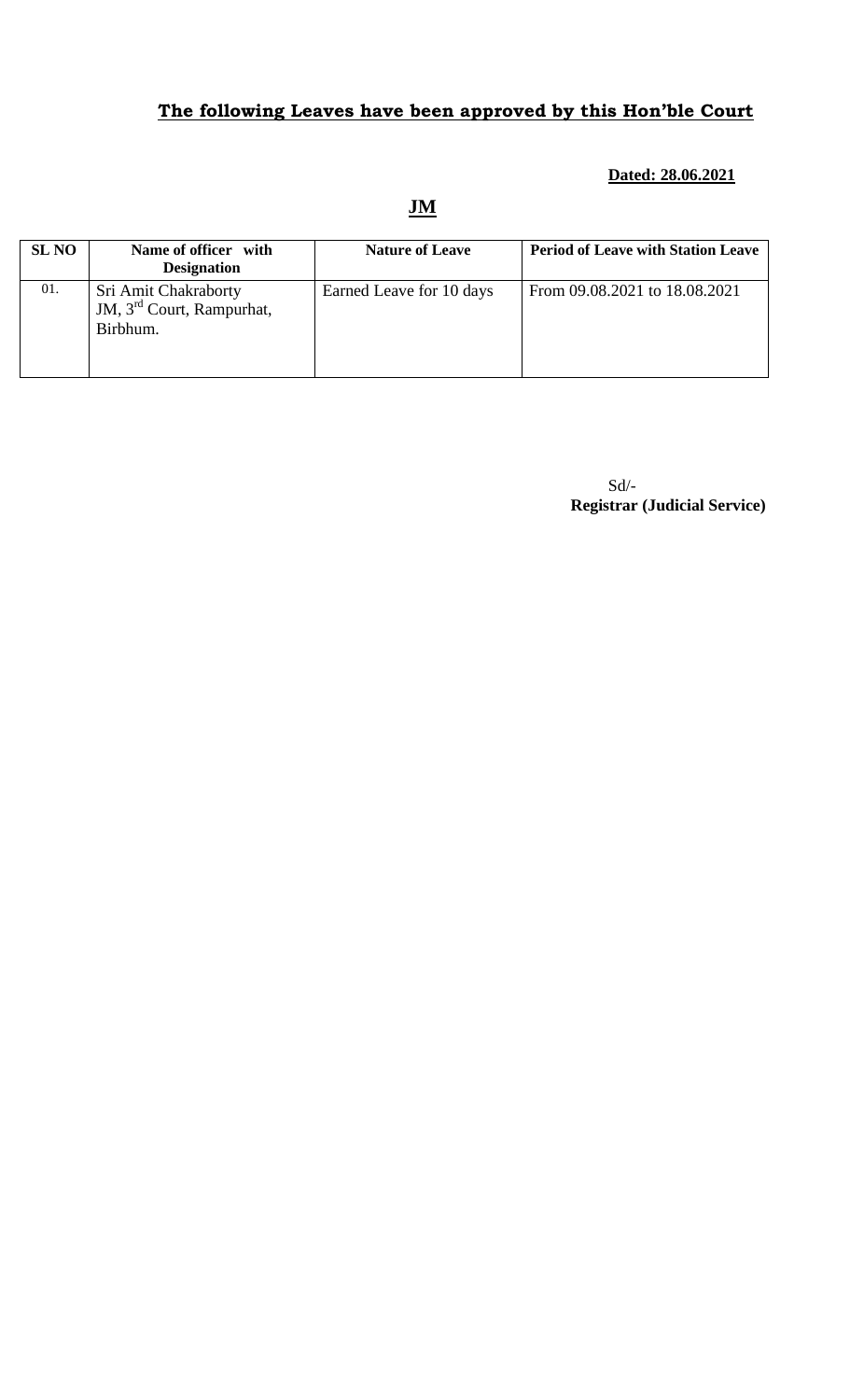**The following Leaves have been approved by this Hon'ble Court**

**Dated: 28.06.2021**

**JM**

| SL NO | Name of officer with Designation | Nature of Leave | Period of Leave with Station Leave |
|---|---|---|---|
| 01. | Sri Amit Chakraborty JM, 3rd Court, Rampurhat, Birbhum. | Earned Leave for 10 days | From 09.08.2021 to 18.08.2021 |

Sd/-
**Registrar (Judicial Service)**